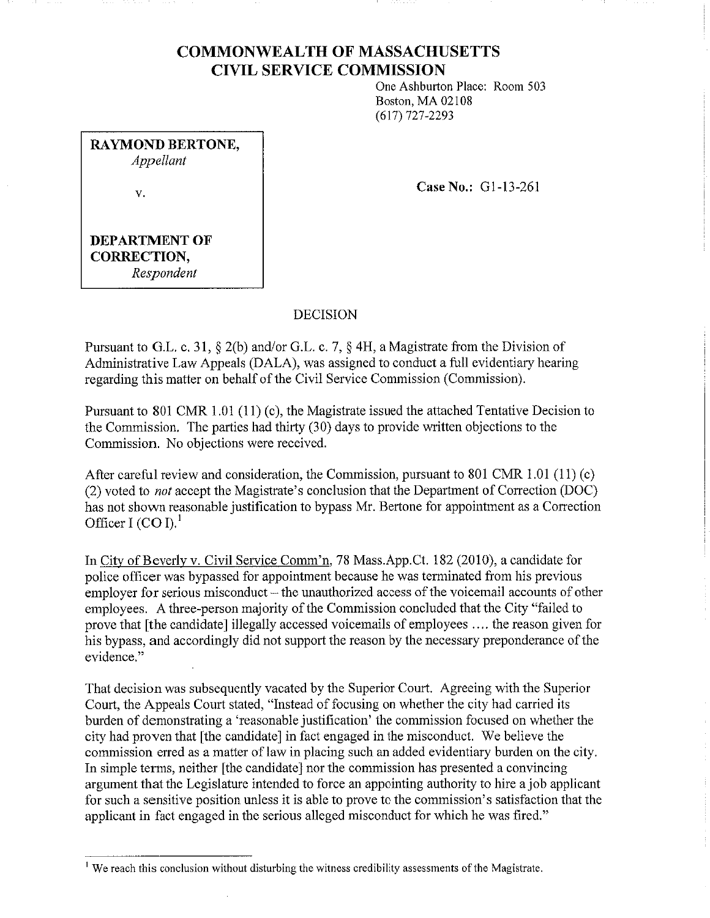# COMMONWEALTH OF MASSACHUSETTS
# CIVIL SERVICE COMMISSION

One Ashburton Place: Room 503
Boston, MA 02108
(617) 727-2293

**RAYMOND BERTONE,**
*Appellant*

v.

**DEPARTMENT OF CORRECTION,**
*Respondent*

**Case No.:** G1-13-261

## DECISION

Pursuant to G.L. c. 31, § 2(b) and/or G.L. c. 7, § 4H, a Magistrate from the Division of Administrative Law Appeals (DALA), was assigned to conduct a full evidentiary hearing regarding this matter on behalf of the Civil Service Commission (Commission).

Pursuant to 801 CMR 1.01 (11) (c), the Magistrate issued the attached Tentative Decision to the Commission. The parties had thirty (30) days to provide written objections to the Commission. No objections were received.

After careful review and consideration, the Commission, pursuant to 801 CMR 1.01 (11) (c) (2) voted to *not* accept the Magistrate's conclusion that the Department of Correction (DOC) has not shown reasonable justification to bypass Mr. Bertone for appointment as a Correction Officer I (CO I).[1]

In City of Beverly v. Civil Service Comm'n, 78 Mass.App.Ct. 182 (2010), a candidate for police officer was bypassed for appointment because he was terminated from his previous employer for serious misconduct – the unauthorized access of the voicemail accounts of other employees. A three-person majority of the Commission concluded that the City "failed to prove that [the candidate] illegally accessed voicemails of employees .... the reason given for his bypass, and accordingly did not support the reason by the necessary preponderance of the evidence."

That decision was subsequently vacated by the Superior Court. Agreeing with the Superior Court, the Appeals Court stated, "Instead of focusing on whether the city had carried its burden of demonstrating a 'reasonable justification' the commission focused on whether the city had proven that [the candidate] in fact engaged in the misconduct. We believe the commission erred as a matter of law in placing such an added evidentiary burden on the city. In simple terms, neither [the candidate] nor the commission has presented a convincing argument that the Legislature intended to force an appointing authority to hire a job applicant for such a sensitive position unless it is able to prove to the commission's satisfaction that the applicant in fact engaged in the serious alleged misconduct for which he was fired."

---

[1] We reach this conclusion without disturbing the witness credibility assessments of the Magistrate.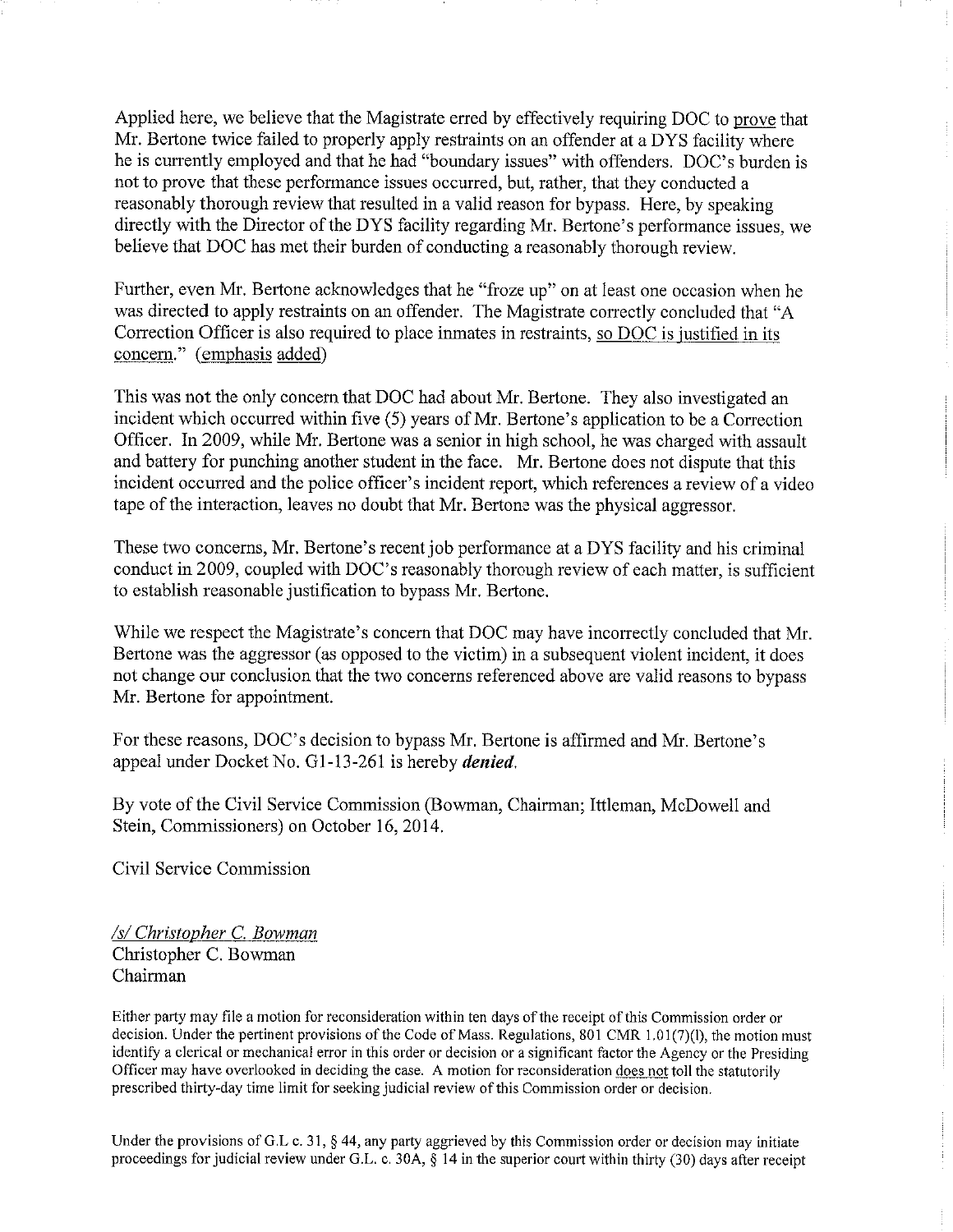Applied here, we believe that the Magistrate erred by effectively requiring DOC to prove that Mr. Bertone twice failed to properly apply restraints on an offender at a DYS facility where he is currently employed and that he had "boundary issues" with offenders. DOC's burden is not to prove that these performance issues occurred, but, rather, that they conducted a reasonably thorough review that resulted in a valid reason for bypass. Here, by speaking directly with the Director of the DYS facility regarding Mr. Bertone's performance issues, we believe that DOC has met their burden of conducting a reasonably thorough review.

Further, even Mr. Bertone acknowledges that he "froze up" on at least one occasion when he was directed to apply restraints on an offender. The Magistrate correctly concluded that "A Correction Officer is also required to place inmates in restraints, so DOC is justified in its concern." (emphasis added)

This was not the only concern that DOC had about Mr. Bertone. They also investigated an incident which occurred within five (5) years of Mr. Bertone's application to be a Correction Officer. In 2009, while Mr. Bertone was a senior in high school, he was charged with assault and battery for punching another student in the face. Mr. Bertone does not dispute that this incident occurred and the police officer's incident report, which references a review of a video tape of the interaction, leaves no doubt that Mr. Bertone was the physical aggressor.

These two concerns, Mr. Bertone's recent job performance at a DYS facility and his criminal conduct in 2009, coupled with DOC's reasonably thorough review of each matter, is sufficient to establish reasonable justification to bypass Mr. Bertone.

While we respect the Magistrate's concern that DOC may have incorrectly concluded that Mr. Bertone was the aggressor (as opposed to the victim) in a subsequent violent incident, it does not change our conclusion that the two concerns referenced above are valid reasons to bypass Mr. Bertone for appointment.

For these reasons, DOC's decision to bypass Mr. Bertone is affirmed and Mr. Bertone's appeal under Docket No. G1-13-261 is hereby ***denied***.

By vote of the Civil Service Commission (Bowman, Chairman; Ittleman, McDowell and Stein, Commissioners) on October 16, 2014.

Civil Service Commission

*/s/ Christopher C. Bowman*
Christopher C. Bowman
Chairman

Either party may file a motion for reconsideration within ten days of the receipt of this Commission order or decision. Under the pertinent provisions of the Code of Mass. Regulations, 801 CMR 1.01(7)(l), the motion must identify a clerical or mechanical error in this order or decision or a significant factor the Agency or the Presiding Officer may have overlooked in deciding the case. A motion for reconsideration does not toll the statutorily prescribed thirty-day time limit for seeking judicial review of this Commission order or decision.

Under the provisions of G.L c. 31, § 44, any party aggrieved by this Commission order or decision may initiate proceedings for judicial review under G.L. c. 30A, § 14 in the superior court within thirty (30) days after receipt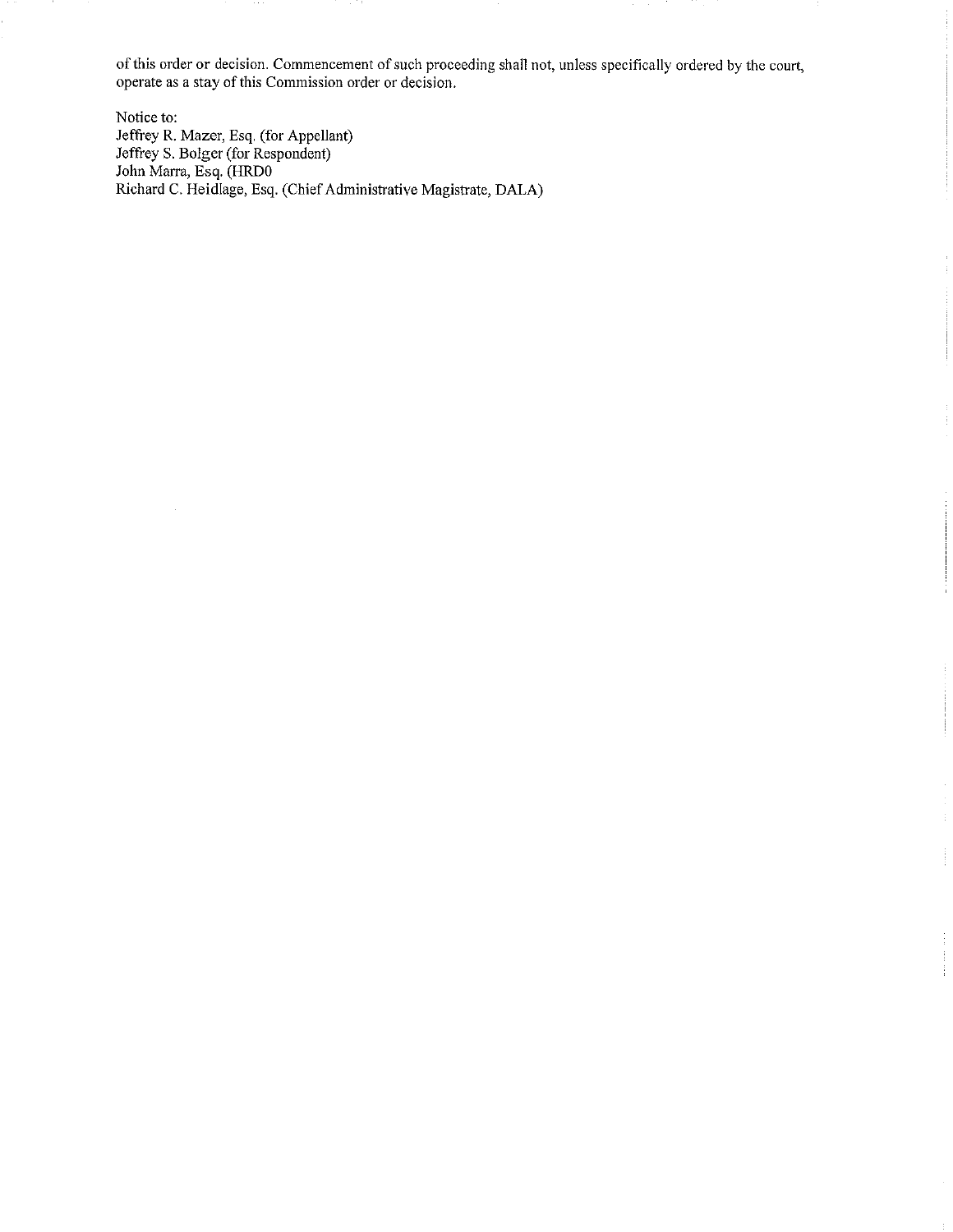of this order or decision. Commencement of such proceeding shall not, unless specifically ordered by the court, operate as a stay of this Commission order or decision.

Notice to:
Jeffrey R. Mazer, Esq. (for Appellant)
Jeffrey S. Bolger (for Respondent)
John Marra, Esq. (HRD0
Richard C. Heidlage, Esq. (Chief Administrative Magistrate, DALA)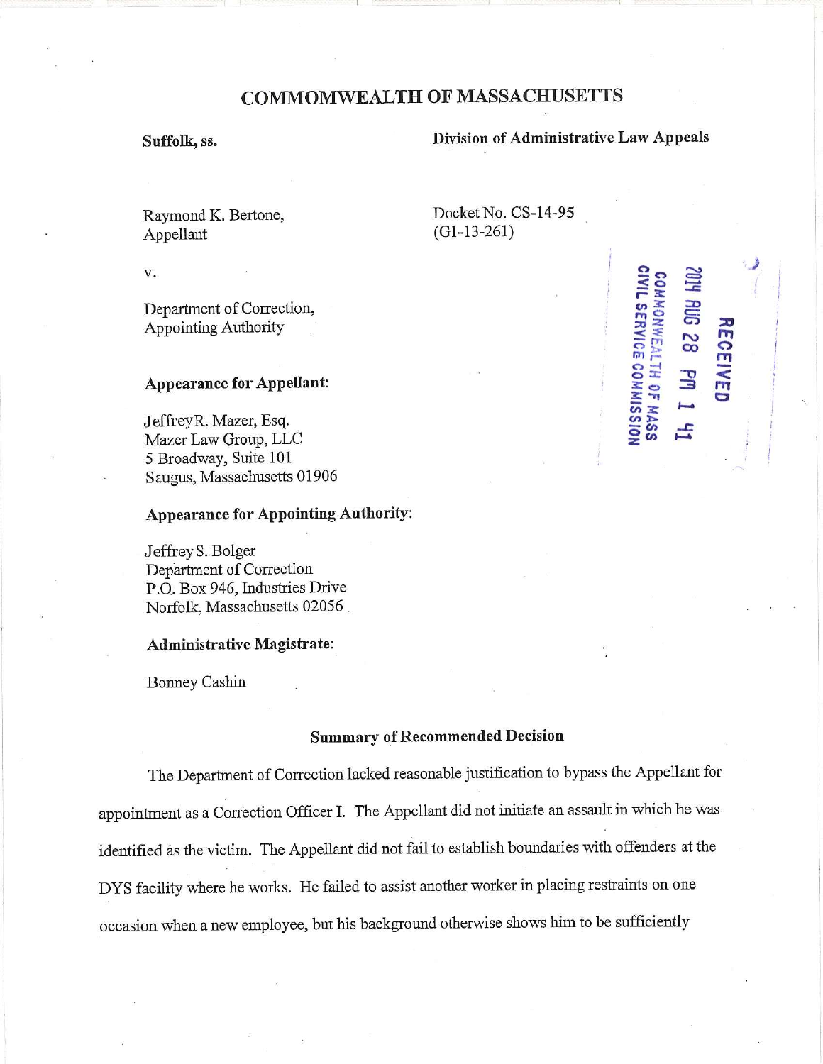# COMMOMWEALTH OF MASSACHUSETTS

**Suffolk, ss.** **Division of Administrative Law Appeals**

Raymond K. Bertone,
Appellant

Docket No. CS-14-95
(G1-13-261)

v.

Department of Correction,
Appointing Authority

RECEIVED
2014 AUG 28 PM 1 41
COMMONWEALTH OF MASS
CIVIL SERVICE COMMISSION

**Appearance for Appellant:**

JeffreyR. Mazer, Esq.
Mazer Law Group, LLC
5 Broadway, Suite 101
Saugus, Massachusetts 01906

**Appearance for Appointing Authority:**

Jeffrey S. Bolger
Department of Correction
P.O. Box 946, Industries Drive
Norfolk, Massachusetts 02056

**Administrative Magistrate:**

Bonney Cashin

## Summary of Recommended Decision

The Department of Correction lacked reasonable justification to bypass the Appellant for appointment as a Correction Officer I. The Appellant did not initiate an assault in which he was identified as the victim. The Appellant did not fail to establish boundaries with offenders at the DYS facility where he works. He failed to assist another worker in placing restraints on one occasion when a new employee, but his background otherwise shows him to be sufficiently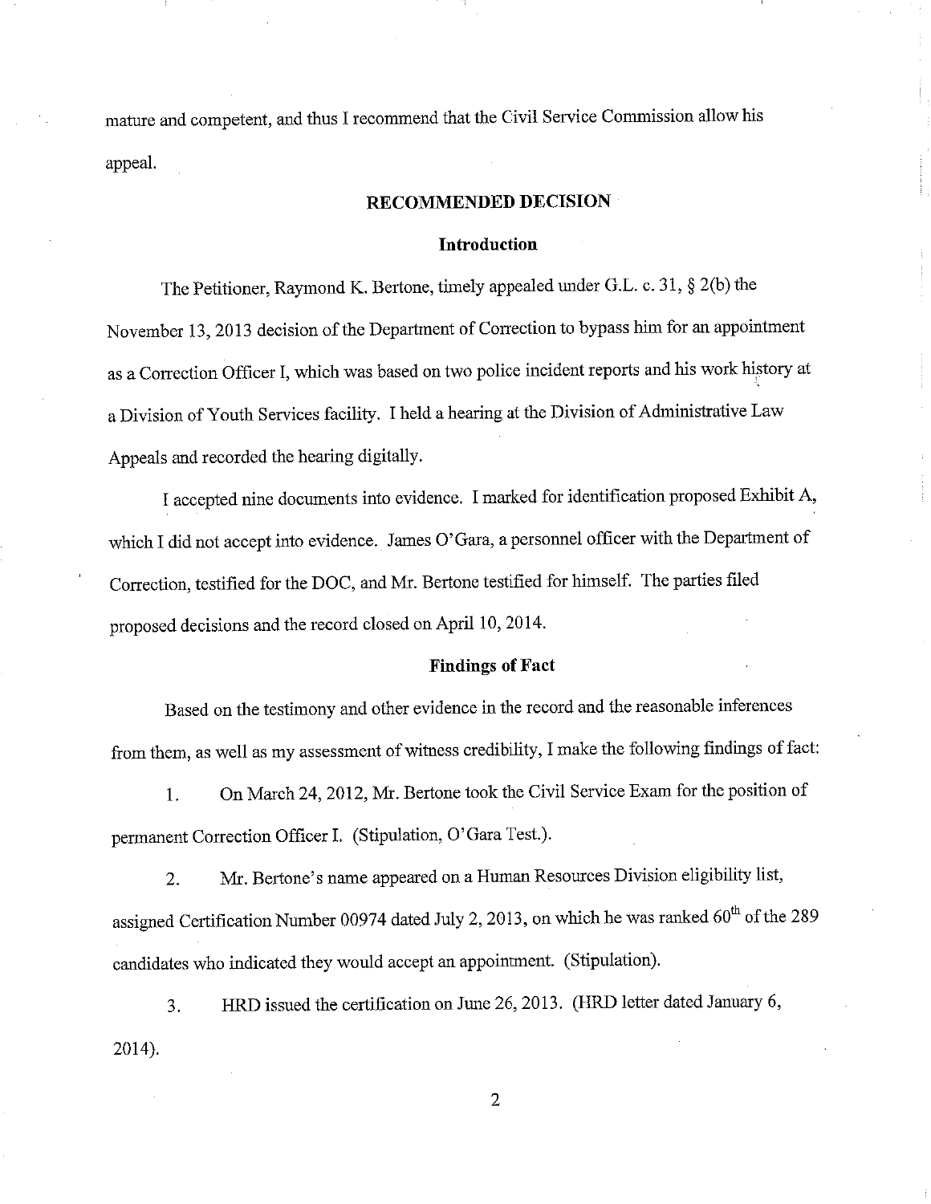mature and competent, and thus I recommend that the Civil Service Commission allow his appeal.

## RECOMMENDED DECISION

### Introduction

The Petitioner, Raymond K. Bertone, timely appealed under G.L. c. 31, § 2(b) the November 13, 2013 decision of the Department of Correction to bypass him for an appointment as a Correction Officer I, which was based on two police incident reports and his work history at a Division of Youth Services facility. I held a hearing at the Division of Administrative Law Appeals and recorded the hearing digitally.

I accepted nine documents into evidence. I marked for identification proposed Exhibit A, which I did not accept into evidence. James O'Gara, a personnel officer with the Department of Correction, testified for the DOC, and Mr. Bertone testified for himself. The parties filed proposed decisions and the record closed on April 10, 2014.

### Findings of Fact

Based on the testimony and other evidence in the record and the reasonable inferences from them, as well as my assessment of witness credibility, I make the following findings of fact:

1. On March 24, 2012, Mr. Bertone took the Civil Service Exam for the position of permanent Correction Officer I. (Stipulation, O'Gara Test.).

2. Mr. Bertone's name appeared on a Human Resources Division eligibility list, assigned Certification Number 00974 dated July 2, 2013, on which he was ranked 60th of the 289 candidates who indicated they would accept an appointment. (Stipulation).

3. HRD issued the certification on June 26, 2013. (HRD letter dated January 6, 2014).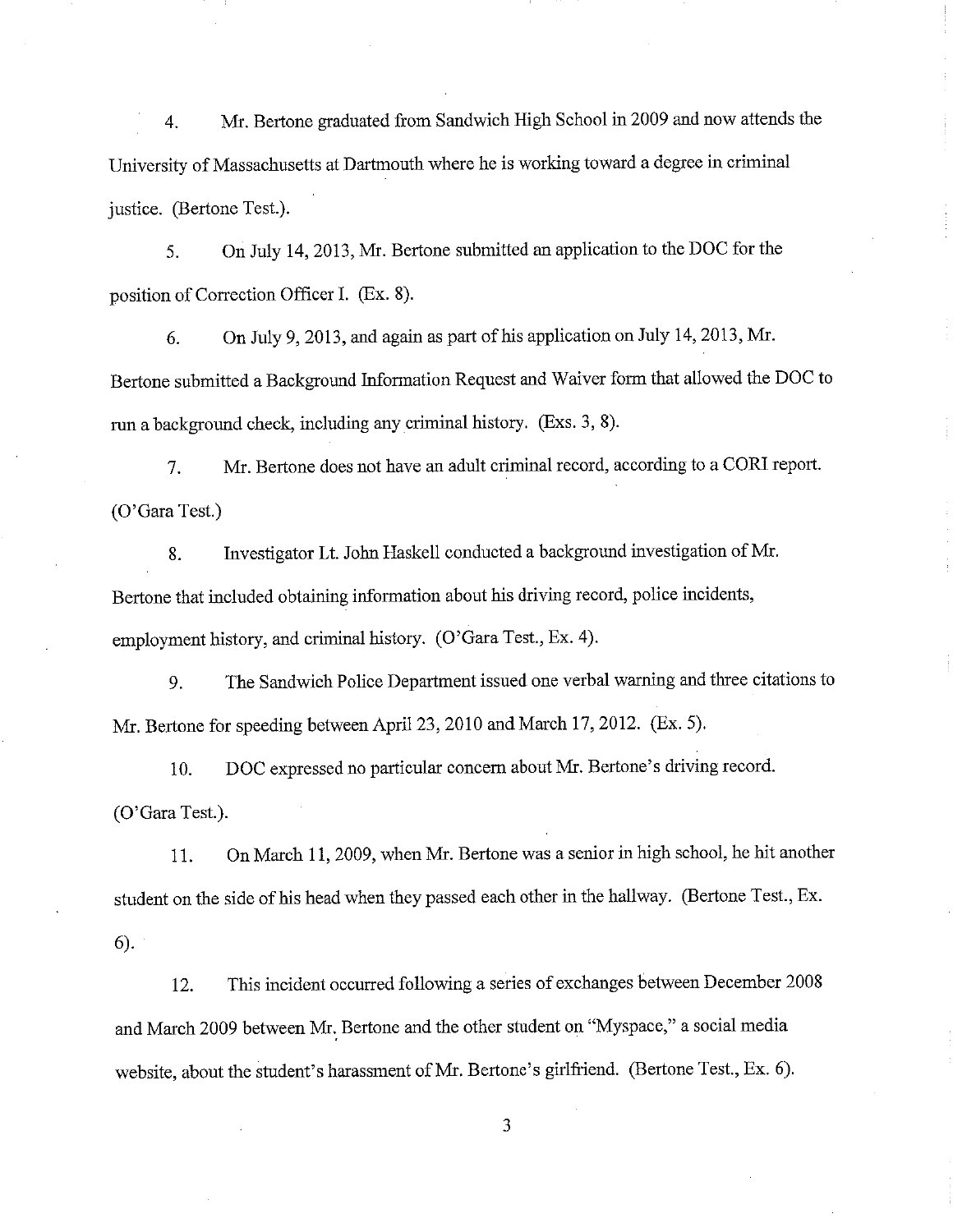4. Mr. Bertone graduated from Sandwich High School in 2009 and now attends the University of Massachusetts at Dartmouth where he is working toward a degree in criminal justice. (Bertone Test.).

5. On July 14, 2013, Mr. Bertone submitted an application to the DOC for the position of Correction Officer I. (Ex. 8).

6. On July 9, 2013, and again as part of his application on July 14, 2013, Mr. Bertone submitted a Background Information Request and Waiver form that allowed the DOC to run a background check, including any criminal history. (Exs. 3, 8).

7. Mr. Bertone does not have an adult criminal record, according to a CORI report. (O'Gara Test.)

8. Investigator Lt. John Haskell conducted a background investigation of Mr. Bertone that included obtaining information about his driving record, police incidents, employment history, and criminal history. (O'Gara Test., Ex. 4).

9. The Sandwich Police Department issued one verbal warning and three citations to Mr. Bertone for speeding between April 23, 2010 and March 17, 2012. (Ex. 5).

10. DOC expressed no particular concern about Mr. Bertone's driving record. (O'Gara Test.).

11. On March 11, 2009, when Mr. Bertone was a senior in high school, he hit another student on the side of his head when they passed each other in the hallway. (Bertone Test., Ex. 6).

12. This incident occurred following a series of exchanges between December 2008 and March 2009 between Mr. Bertone and the other student on "Myspace," a social media website, about the student's harassment of Mr. Bertone's girlfriend. (Bertone Test., Ex. 6).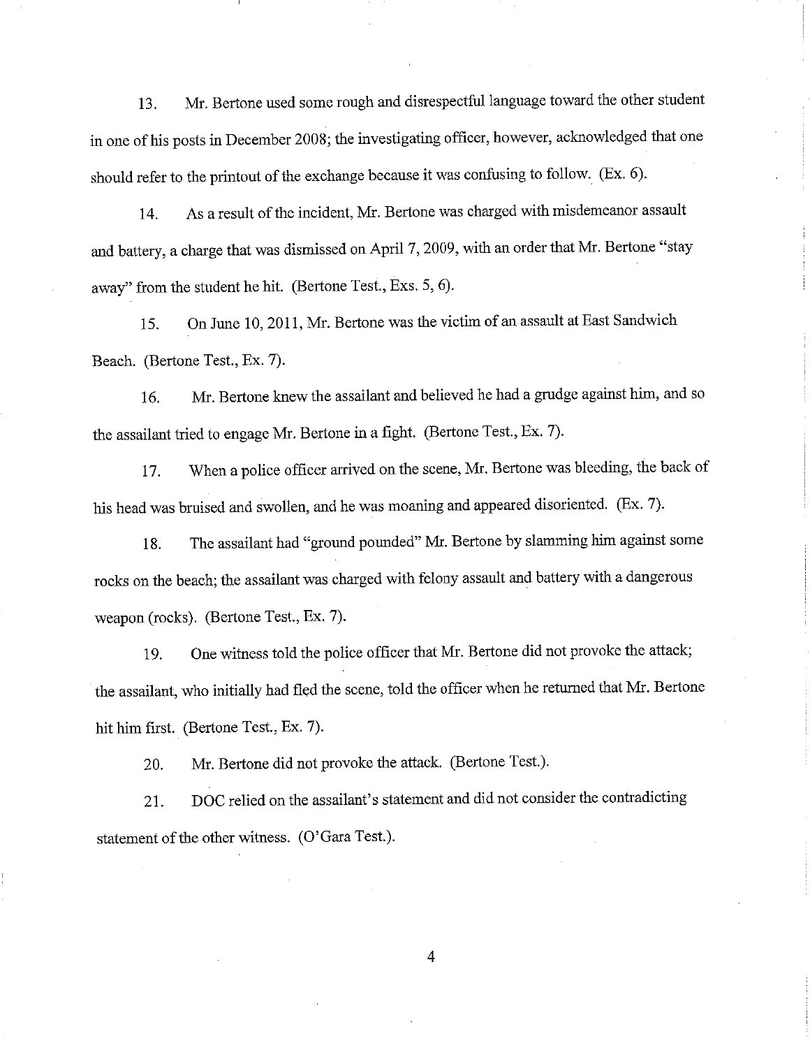13. Mr. Bertone used some rough and disrespectful language toward the other student in one of his posts in December 2008; the investigating officer, however, acknowledged that one should refer to the printout of the exchange because it was confusing to follow. (Ex. 6).

14. As a result of the incident, Mr. Bertone was charged with misdemeanor assault and battery, a charge that was dismissed on April 7, 2009, with an order that Mr. Bertone "stay away" from the student he hit. (Bertone Test., Exs. 5, 6).

15. On June 10, 2011, Mr. Bertone was the victim of an assault at East Sandwich Beach. (Bertone Test., Ex. 7).

16. Mr. Bertone knew the assailant and believed he had a grudge against him, and so the assailant tried to engage Mr. Bertone in a fight. (Bertone Test., Ex. 7).

17. When a police officer arrived on the scene, Mr. Bertone was bleeding, the back of his head was bruised and swollen, and he was moaning and appeared disoriented. (Ex. 7).

18. The assailant had "ground pounded" Mr. Bertone by slamming him against some rocks on the beach; the assailant was charged with felony assault and battery with a dangerous weapon (rocks). (Bertone Test., Ex. 7).

19. One witness told the police officer that Mr. Bertone did not provoke the attack; the assailant, who initially had fled the scene, told the officer when he returned that Mr. Bertone hit him first. (Bertone Test., Ex. 7).

20. Mr. Bertone did not provoke the attack. (Bertone Test.).

21. DOC relied on the assailant's statement and did not consider the contradicting statement of the other witness. (O'Gara Test.).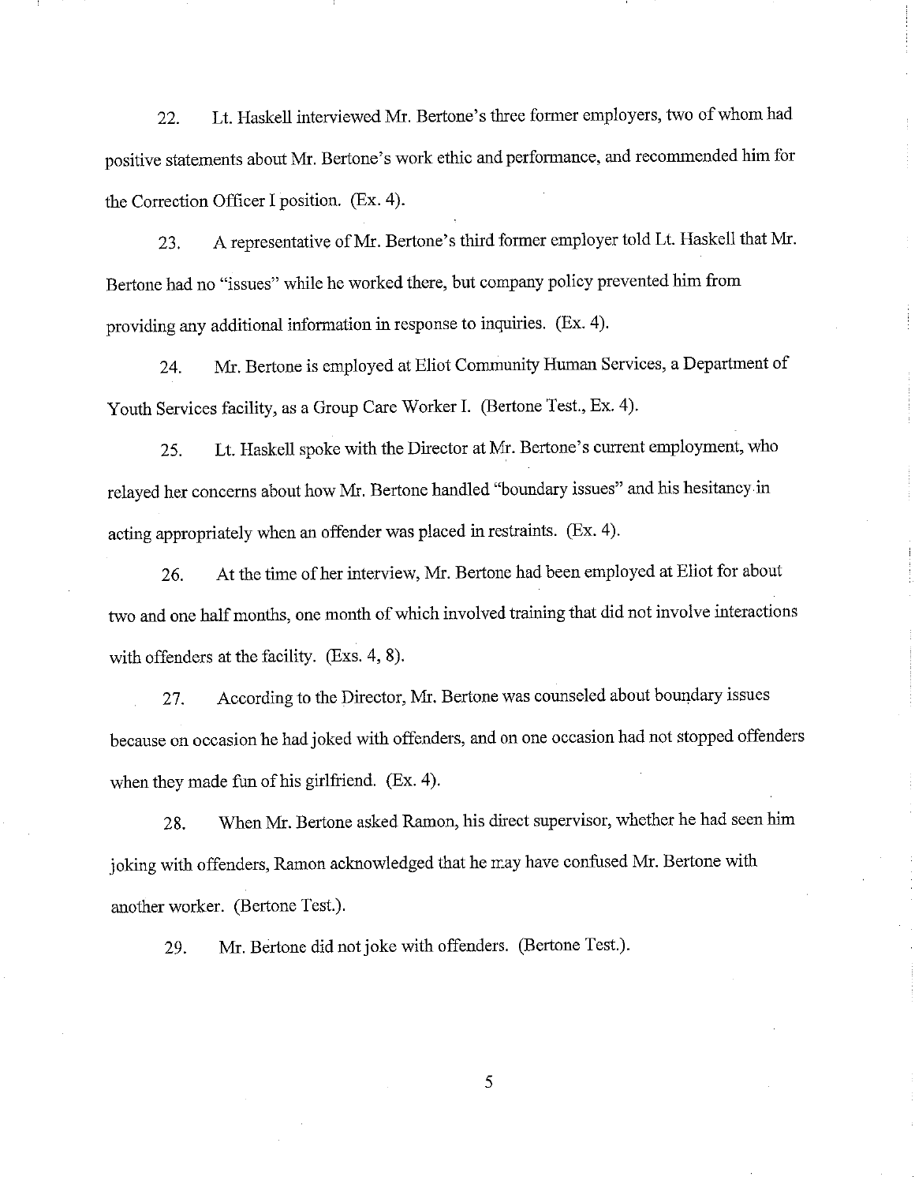22. Lt. Haskell interviewed Mr. Bertone's three former employers, two of whom had positive statements about Mr. Bertone's work ethic and performance, and recommended him for the Correction Officer I position. (Ex. 4).

23. A representative of Mr. Bertone's third former employer told Lt. Haskell that Mr. Bertone had no "issues" while he worked there, but company policy prevented him from providing any additional information in response to inquiries. (Ex. 4).

24. Mr. Bertone is employed at Eliot Community Human Services, a Department of Youth Services facility, as a Group Care Worker I. (Bertone Test., Ex. 4).

25. Lt. Haskell spoke with the Director at Mr. Bertone's current employment, who relayed her concerns about how Mr. Bertone handled "boundary issues" and his hesitancy in acting appropriately when an offender was placed in restraints. (Ex. 4).

26. At the time of her interview, Mr. Bertone had been employed at Eliot for about two and one half months, one month of which involved training that did not involve interactions with offenders at the facility. (Exs. 4, 8).

27. According to the Director, Mr. Bertone was counseled about boundary issues because on occasion he had joked with offenders, and on one occasion had not stopped offenders when they made fun of his girlfriend. (Ex. 4).

28. When Mr. Bertone asked Ramon, his direct supervisor, whether he had seen him joking with offenders, Ramon acknowledged that he may have confused Mr. Bertone with another worker. (Bertone Test.).

29. Mr. Bertone did not joke with offenders. (Bertone Test.).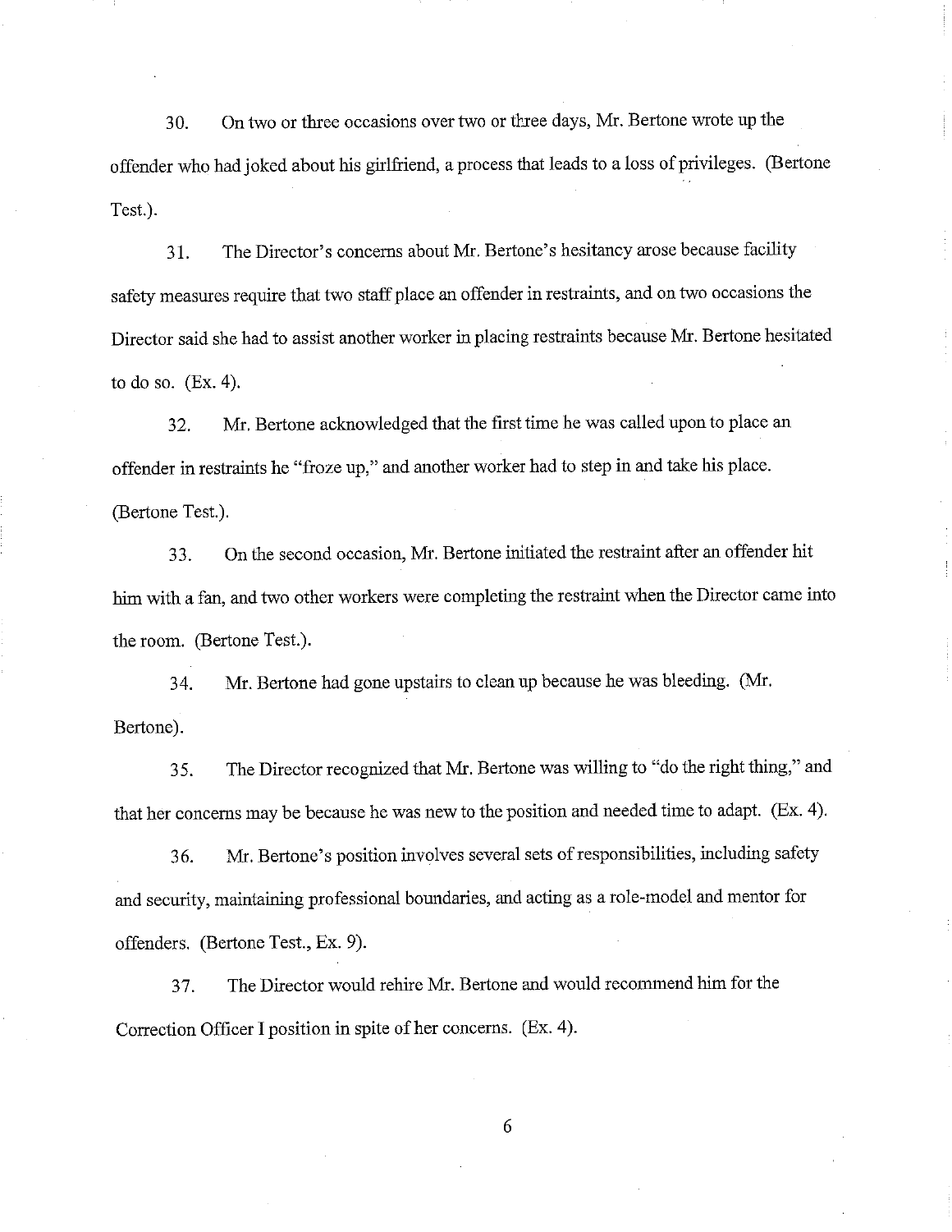30. On two or three occasions over two or three days, Mr. Bertone wrote up the offender who had joked about his girlfriend, a process that leads to a loss of privileges. (Bertone Test.).

31. The Director's concerns about Mr. Bertone's hesitancy arose because facility safety measures require that two staff place an offender in restraints, and on two occasions the Director said she had to assist another worker in placing restraints because Mr. Bertone hesitated to do so. (Ex. 4).

32. Mr. Bertone acknowledged that the first time he was called upon to place an offender in restraints he "froze up," and another worker had to step in and take his place. (Bertone Test.).

33. On the second occasion, Mr. Bertone initiated the restraint after an offender hit him with a fan, and two other workers were completing the restraint when the Director came into the room. (Bertone Test.).

34. Mr. Bertone had gone upstairs to clean up because he was bleeding. (Mr. Bertone).

35. The Director recognized that Mr. Bertone was willing to "do the right thing," and that her concerns may be because he was new to the position and needed time to adapt. (Ex. 4).

36. Mr. Bertone's position involves several sets of responsibilities, including safety and security, maintaining professional boundaries, and acting as a role-model and mentor for offenders. (Bertone Test., Ex. 9).

37. The Director would rehire Mr. Bertone and would recommend him for the Correction Officer I position in spite of her concerns. (Ex. 4).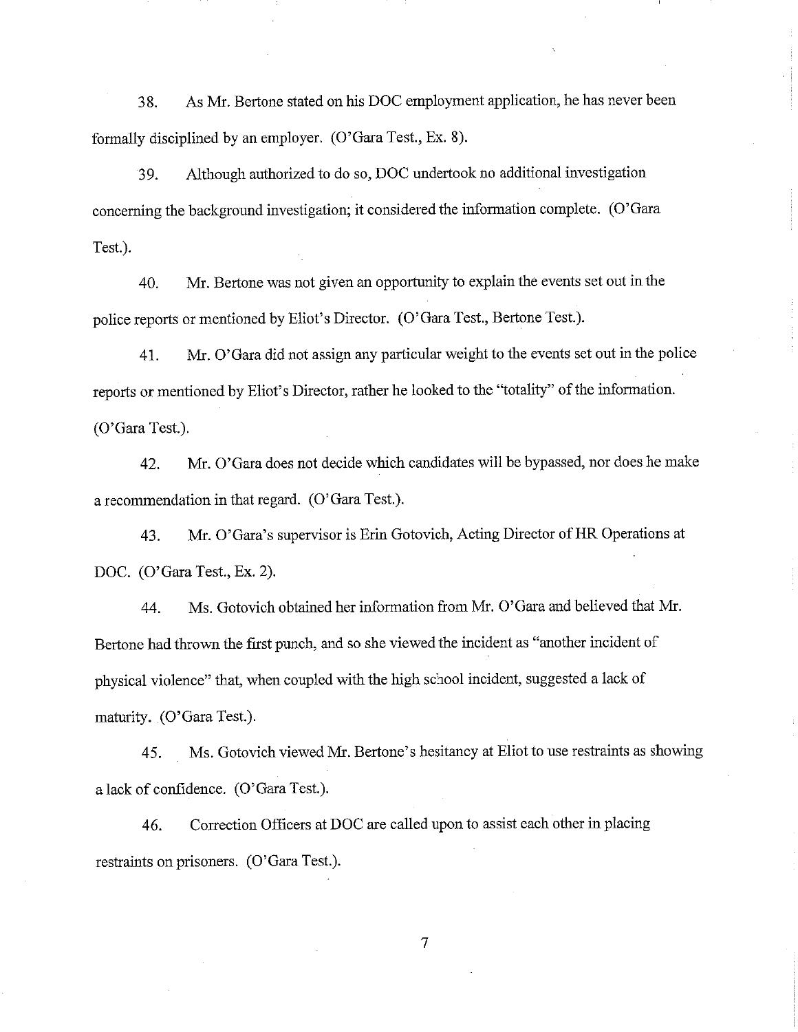38. As Mr. Bertone stated on his DOC employment application, he has never been formally disciplined by an employer. (O'Gara Test., Ex. 8).

39. Although authorized to do so, DOC undertook no additional investigation concerning the background investigation; it considered the information complete. (O'Gara Test.).

40. Mr. Bertone was not given an opportunity to explain the events set out in the police reports or mentioned by Eliot's Director. (O'Gara Test., Bertone Test.).

41. Mr. O'Gara did not assign any particular weight to the events set out in the police reports or mentioned by Eliot's Director, rather he looked to the "totality" of the information. (O'Gara Test.).

42. Mr. O'Gara does not decide which candidates will be bypassed, nor does he make a recommendation in that regard. (O'Gara Test.).

43. Mr. O'Gara's supervisor is Erin Gotovich, Acting Director of HR Operations at DOC. (O'Gara Test., Ex. 2).

44. Ms. Gotovich obtained her information from Mr. O'Gara and believed that Mr. Bertone had thrown the first punch, and so she viewed the incident as "another incident of physical violence" that, when coupled with the high school incident, suggested a lack of maturity. (O'Gara Test.).

45. Ms. Gotovich viewed Mr. Bertone's hesitancy at Eliot to use restraints as showing a lack of confidence. (O'Gara Test.).

46. Correction Officers at DOC are called upon to assist each other in placing restraints on prisoners. (O'Gara Test.).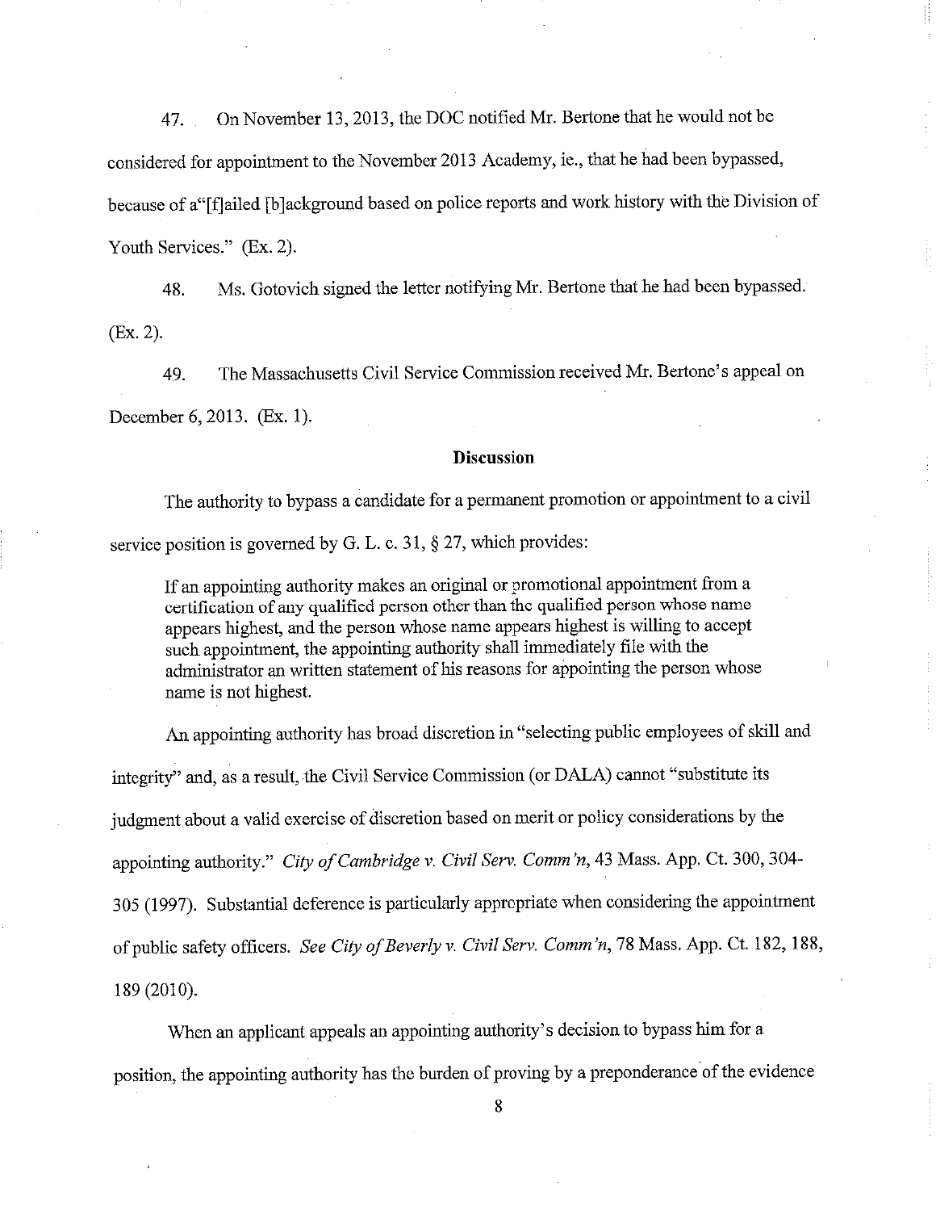47. On November 13, 2013, the DOC notified Mr. Bertone that he would not be considered for appointment to the November 2013 Academy, ie., that he had been bypassed, because of a"[f]ailed [b]ackground based on police reports and work history with the Division of Youth Services." (Ex. 2).

48. Ms. Gotovich signed the letter notifying Mr. Bertone that he had been bypassed. (Ex. 2).

49. The Massachusetts Civil Service Commission received Mr. Bertone's appeal on December 6, 2013. (Ex. 1).

**Discussion**

The authority to bypass a candidate for a permanent promotion or appointment to a civil service position is governed by G. L. c. 31, § 27, which provides:

> If an appointing authority makes an original or promotional appointment from a certification of any qualified person other than the qualified person whose name appears highest, and the person whose name appears highest is willing to accept such appointment, the appointing authority shall immediately file with the administrator an written statement of his reasons for appointing the person whose name is not highest.

An appointing authority has broad discretion in "selecting public employees of skill and integrity" and, as a result, the Civil Service Commission (or DALA) cannot "substitute its judgment about a valid exercise of discretion based on merit or policy considerations by the appointing authority." *City of Cambridge v. Civil Serv. Comm'n*, 43 Mass. App. Ct. 300, 304-305 (1997). Substantial deference is particularly appropriate when considering the appointment of public safety officers. *See City of Beverly v. Civil Serv. Comm'n*, 78 Mass. App. Ct. 182, 188, 189 (2010).

When an applicant appeals an appointing authority's decision to bypass him for a position, the appointing authority has the burden of proving by a preponderance of the evidence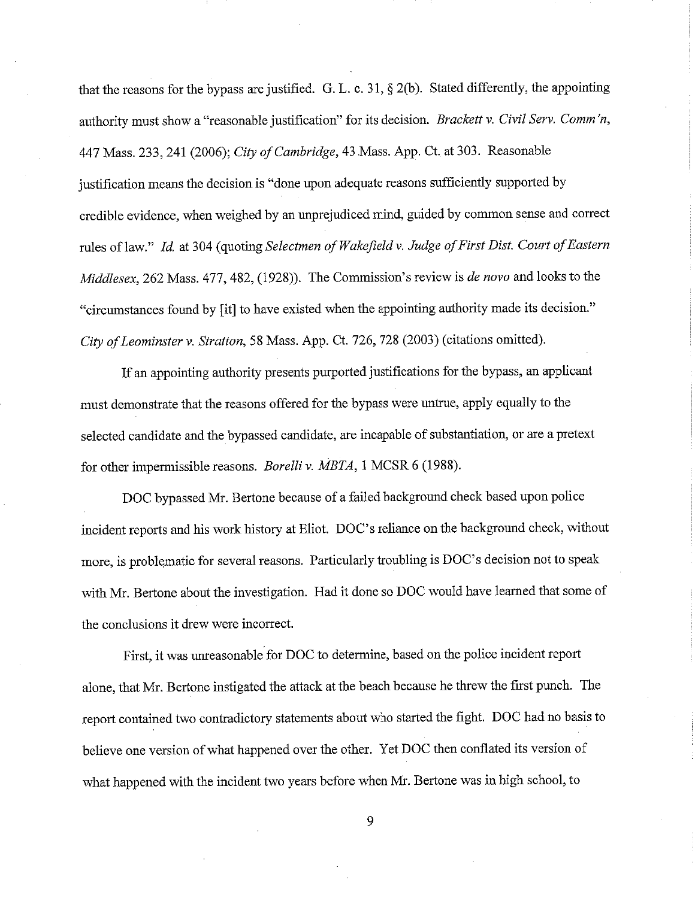that the reasons for the bypass are justified. G. L. c. 31, § 2(b). Stated differently, the appointing authority must show a "reasonable justification" for its decision. *Brackett v. Civil Serv. Comm'n*, 447 Mass. 233, 241 (2006); *City of Cambridge*, 43 Mass. App. Ct. at 303. Reasonable justification means the decision is "done upon adequate reasons sufficiently supported by credible evidence, when weighed by an unprejudiced mind, guided by common sense and correct rules of law." *Id.* at 304 (quoting *Selectmen of Wakefield v. Judge of First Dist. Court of Eastern Middlesex*, 262 Mass. 477, 482, (1928)). The Commission's review is *de novo* and looks to the "circumstances found by [it] to have existed when the appointing authority made its decision." *City of Leominster v. Stratton*, 58 Mass. App. Ct. 726, 728 (2003) (citations omitted).

If an appointing authority presents purported justifications for the bypass, an applicant must demonstrate that the reasons offered for the bypass were untrue, apply equally to the selected candidate and the bypassed candidate, are incapable of substantiation, or are a pretext for other impermissible reasons. *Borelli v. MBTA*, 1 MCSR 6 (1988).

DOC bypassed Mr. Bertone because of a failed background check based upon police incident reports and his work history at Eliot. DOC's reliance on the background check, without more, is problematic for several reasons. Particularly troubling is DOC's decision not to speak with Mr. Bertone about the investigation. Had it done so DOC would have learned that some of the conclusions it drew were incorrect.

First, it was unreasonable for DOC to determine, based on the police incident report alone, that Mr. Bertone instigated the attack at the beach because he threw the first punch. The report contained two contradictory statements about who started the fight. DOC had no basis to believe one version of what happened over the other. Yet DOC then conflated its version of what happened with the incident two years before when Mr. Bertone was in high school, to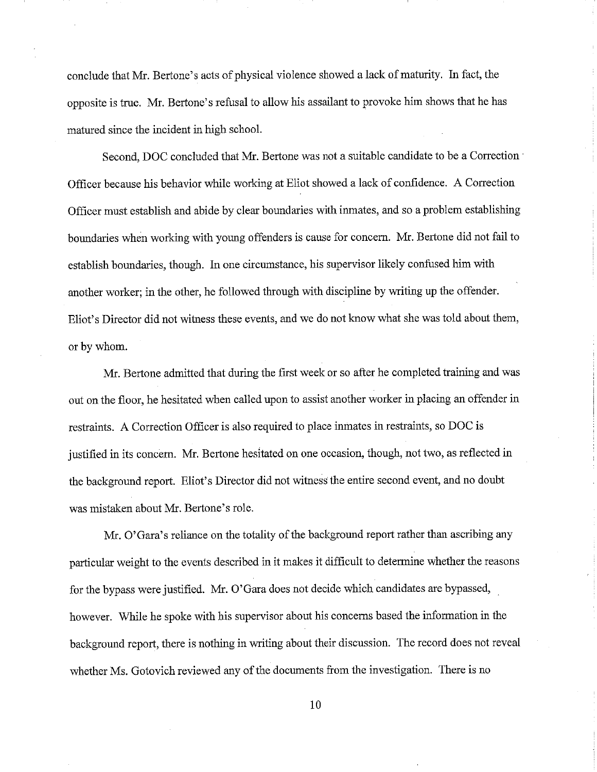conclude that Mr. Bertone's acts of physical violence showed a lack of maturity. In fact, the opposite is true. Mr. Bertone's refusal to allow his assailant to provoke him shows that he has matured since the incident in high school.

Second, DOC concluded that Mr. Bertone was not a suitable candidate to be a Correction Officer because his behavior while working at Eliot showed a lack of confidence. A Correction Officer must establish and abide by clear boundaries with inmates, and so a problem establishing boundaries when working with young offenders is cause for concern. Mr. Bertone did not fail to establish boundaries, though. In one circumstance, his supervisor likely confused him with another worker; in the other, he followed through with discipline by writing up the offender. Eliot's Director did not witness these events, and we do not know what she was told about them, or by whom.

Mr. Bertone admitted that during the first week or so after he completed training and was out on the floor, he hesitated when called upon to assist another worker in placing an offender in restraints. A Correction Officer is also required to place inmates in restraints, so DOC is justified in its concern. Mr. Bertone hesitated on one occasion, though, not two, as reflected in the background report. Eliot's Director did not witness the entire second event, and no doubt was mistaken about Mr. Bertone's role.

Mr. O'Gara's reliance on the totality of the background report rather than ascribing any particular weight to the events described in it makes it difficult to determine whether the reasons for the bypass were justified. Mr. O'Gara does not decide which candidates are bypassed, however. While he spoke with his supervisor about his concerns based the information in the background report, there is nothing in writing about their discussion. The record does not reveal whether Ms. Gotovich reviewed any of the documents from the investigation. There is no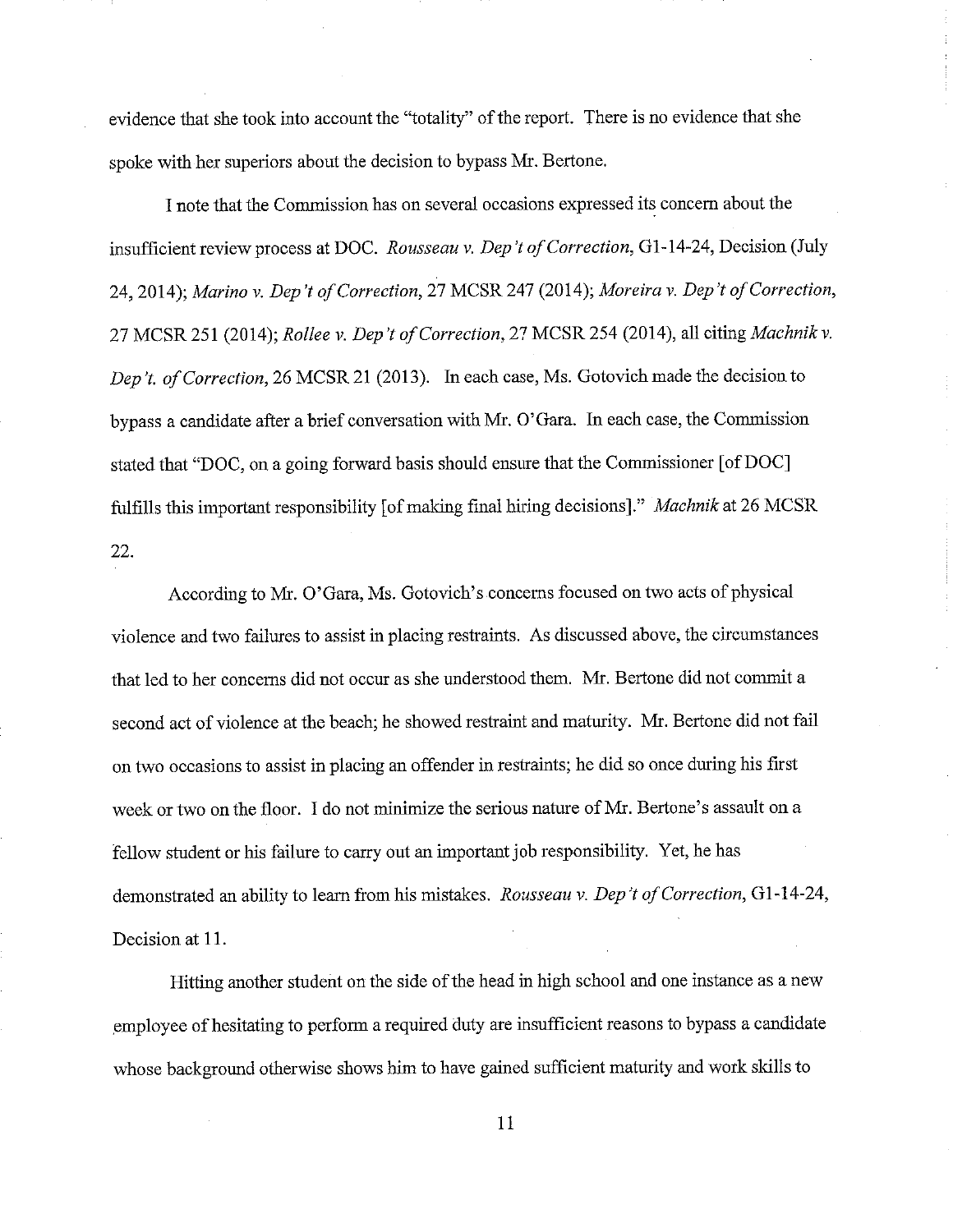evidence that she took into account the "totality" of the report. There is no evidence that she spoke with her superiors about the decision to bypass Mr. Bertone.

I note that the Commission has on several occasions expressed its concern about the insufficient review process at DOC. *Rousseau v. Dep't of Correction*, G1-14-24, Decision (July 24, 2014); *Marino v. Dep't of Correction*, 27 MCSR 247 (2014); *Moreira v. Dep't of Correction*, 27 MCSR 251 (2014); *Rollee v. Dep't of Correction*, 27 MCSR 254 (2014), all citing *Machnik v. Dep't. of Correction*, 26 MCSR 21 (2013). In each case, Ms. Gotovich made the decision to bypass a candidate after a brief conversation with Mr. O'Gara. In each case, the Commission stated that "DOC, on a going forward basis should ensure that the Commissioner [of DOC] fulfills this important responsibility [of making final hiring decisions]." *Machnik* at 26 MCSR 22.

According to Mr. O'Gara, Ms. Gotovich's concerns focused on two acts of physical violence and two failures to assist in placing restraints. As discussed above, the circumstances that led to her concerns did not occur as she understood them. Mr. Bertone did not commit a second act of violence at the beach; he showed restraint and maturity. Mr. Bertone did not fail on two occasions to assist in placing an offender in restraints; he did so once during his first week or two on the floor. I do not minimize the serious nature of Mr. Bertone's assault on a fellow student or his failure to carry out an important job responsibility. Yet, he has demonstrated an ability to learn from his mistakes. *Rousseau v. Dep't of Correction*, G1-14-24, Decision at 11.

Hitting another student on the side of the head in high school and one instance as a new employee of hesitating to perform a required duty are insufficient reasons to bypass a candidate whose background otherwise shows him to have gained sufficient maturity and work skills to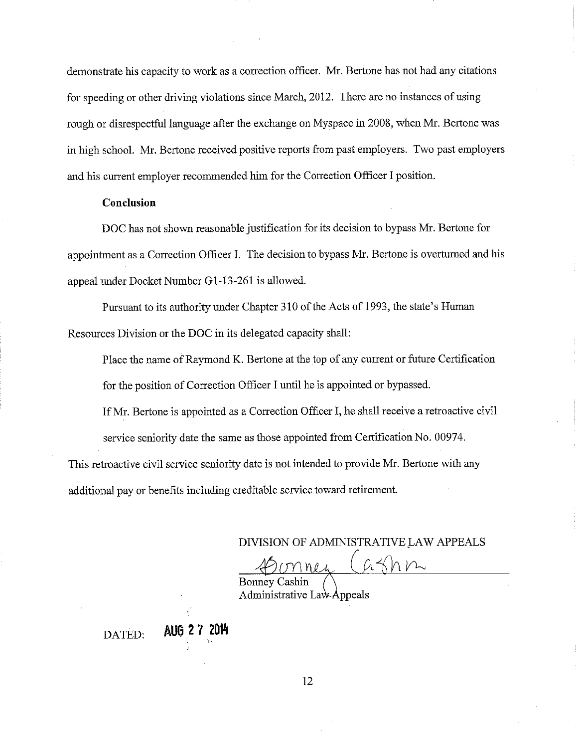demonstrate his capacity to work as a correction officer. Mr. Bertone has not had any citations for speeding or other driving violations since March, 2012. There are no instances of using rough or disrespectful language after the exchange on Myspace in 2008, when Mr. Bertone was in high school. Mr. Bertone received positive reports from past employers. Two past employers and his current employer recommended him for the Correction Officer I position.

**Conclusion**

DOC has not shown reasonable justification for its decision to bypass Mr. Bertone for appointment as a Correction Officer I. The decision to bypass Mr. Bertone is overturned and his appeal under Docket Number G1-13-261 is allowed.

Pursuant to its authority under Chapter 310 of the Acts of 1993, the state's Human Resources Division or the DOC in its delegated capacity shall:

> Place the name of Raymond K. Bertone at the top of any current or future Certification for the position of Correction Officer I until he is appointed or bypassed.
>
> If Mr. Bertone is appointed as a Correction Officer I, he shall receive a retroactive civil service seniority date the same as those appointed from Certification No. 00974.

This retroactive civil service seniority date is not intended to provide Mr. Bertone with any additional pay or benefits including creditable service toward retirement.

DIVISION OF ADMINISTRATIVE LAW APPEALS

Bonney Cashin
Bonney Cashin
Administrative Law Appeals

DATED: AUG 27 2014